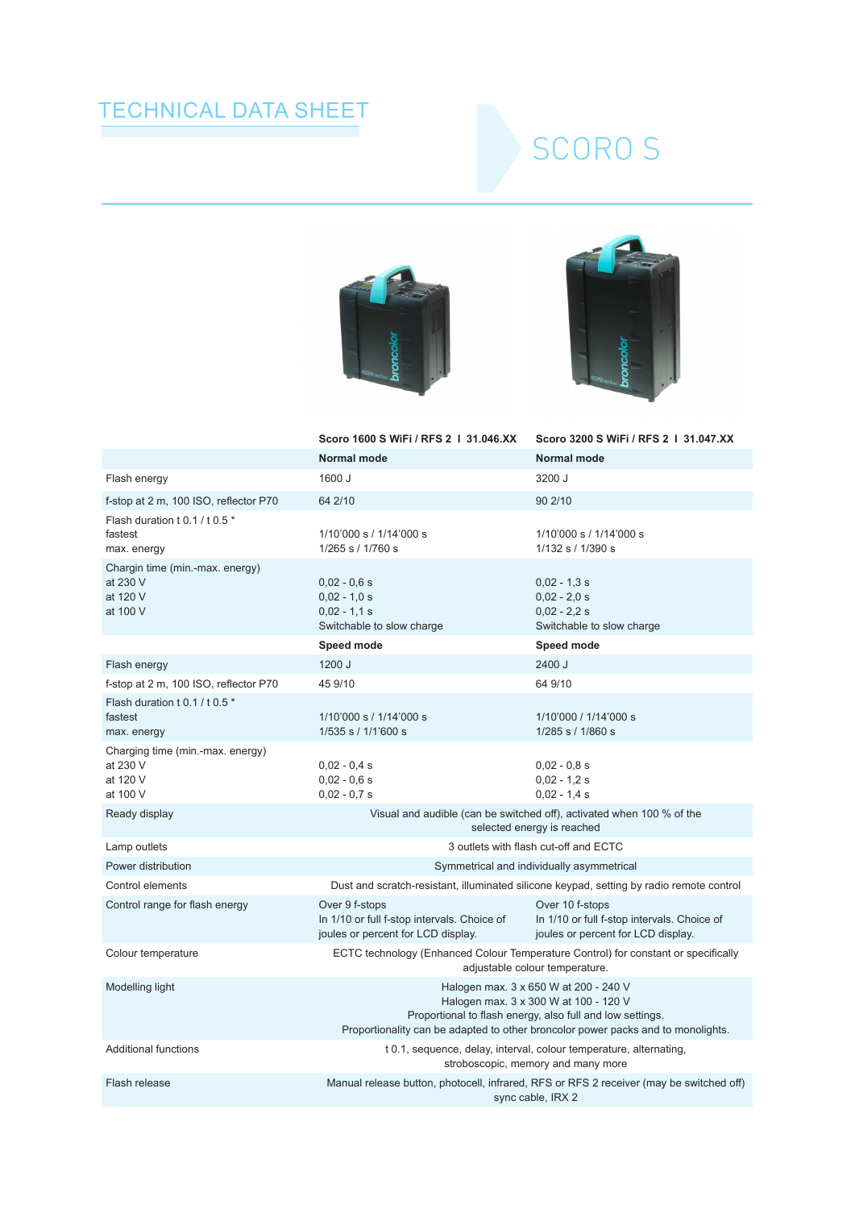# TECHNICAL DATA SHEET

## SCORO S

| | Scoro 1600 S WiFi / RFS 2 I 31.046.XX | Scoro 3200 S WiFi / RFS 2 I 31.047.XX |
|---|---|---|
| | **Normal mode** | **Normal mode** |
| Flash energy | 1600 J | 3200 J |
| f-stop at 2 m, 100 ISO, reflector P70 | 64 2/10 | 90 2/10 |
| Flash duration t 0.1 / t 0.5 *<br>fastest<br>max. energy | <br>1/10'000 s / 1/14'000 s<br>1/265 s / 1/760 s | <br>1/10'000 s / 1/14'000 s<br>1/132 s / 1/390 s |
| Chargin time (min.-max. energy)<br>at 230 V<br>at 120 V<br>at 100 V | <br>0,02 - 0,6 s<br>0,02 - 1,0 s<br>0,02 - 1,1 s<br>Switchable to slow charge | <br>0,02 - 1,3 s<br>0,02 - 2,0 s<br>0,02 - 2,2 s<br>Switchable to slow charge |
| | **Speed mode** | **Speed mode** |
| Flash energy | 1200 J | 2400 J |
| f-stop at 2 m, 100 ISO, reflector P70 | 45 9/10 | 64 9/10 |
| Flash duration t 0.1 / t 0.5 *<br>fastest<br>max. energy | <br>1/10'000 s / 1/14'000 s<br>1/535 s / 1/1'600 s | <br>1/10'000 / 1/14'000 s<br>1/285 s / 1/860 s |
| Charging time (min.-max. energy)<br>at 230 V<br>at 120 V<br>at 100 V | <br>0,02 - 0,4 s<br>0,02 - 0,6 s<br>0,02 - 0,7 s | <br>0,02 - 0,8 s<br>0,02 - 1,2 s<br>0,02 - 1,4 s |
| Ready display | Visual and audible (can be switched off), activated when 100 % of the selected energy is reached | |
| Lamp outlets | 3 outlets with flash cut-off and ECTC | |
| Power distribution | Symmetrical and individually asymmetrical | |
| Control elements | Dust and scratch-resistant, illuminated silicone keypad, setting by radio remote control | |
| Control range for flash energy | Over 9 f-stops<br>In 1/10 or full f-stop intervals. Choice of joules or percent for LCD display. | Over 10 f-stops<br>In 1/10 or full f-stop intervals. Choice of joules or percent for LCD display. |
| Colour temperature | ECTC technology (Enhanced Colour Temperature Control) for constant or specifically adjustable colour temperature. | |
| Modelling light | Halogen max. 3 x 650 W at 200 - 240 V<br>Halogen max. 3 x 300 W at 100 - 120 V<br>Proportional to flash energy, also full and low settings.<br>Proportionality can be adapted to other broncolor power packs and to monolights. | |
| Additional functions | t 0.1, sequence, delay, interval, colour temperature, alternating, stroboscopic, memory and many more | |
| Flash release | Manual release button, photocell, infrared, RFS or RFS 2 receiver (may be switched off) sync cable, IRX 2 | |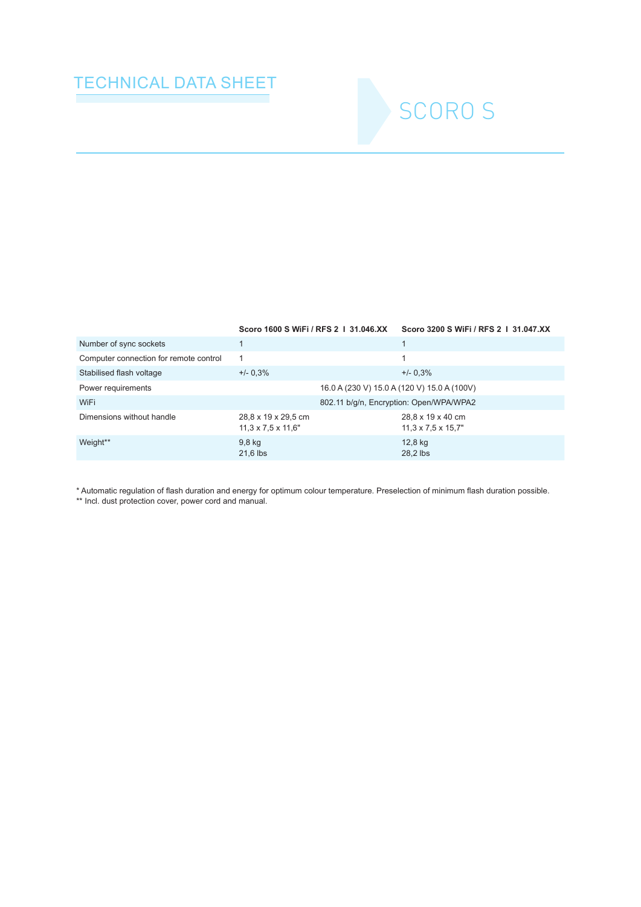# TECHNICAL DATA SHEET

## SCORO S

| | Scoro 1600 S WiFi / RFS 2 I 31.046.XX | Scoro 3200 S WiFi / RFS 2 I 31.047.XX |
|---|---|---|
| Number of sync sockets | 1 | 1 |
| Computer connection for remote control | 1 | 1 |
| Stabilised flash voltage | +/- 0,3% | +/- 0,3% |
| Power requirements | 16.0 A (230 V) 15.0 A (120 V) 15.0 A (100V) | |
| WiFi | 802.11 b/g/n, Encryption: Open/WPA/WPA2 | |
| Dimensions without handle | 28,8 x 19 x 29,5 cm<br>11,3 x 7,5 x 11,6" | 28,8 x 19 x 40 cm<br>11,3 x 7,5 x 15,7" |
| Weight** | 9,8 kg<br>21,6 lbs | 12,8 kg<br>28,2 lbs |

* Automatic regulation of flash duration and energy for optimum colour temperature. Preselection of minimum flash duration possible.
** Incl. dust protection cover, power cord and manual.